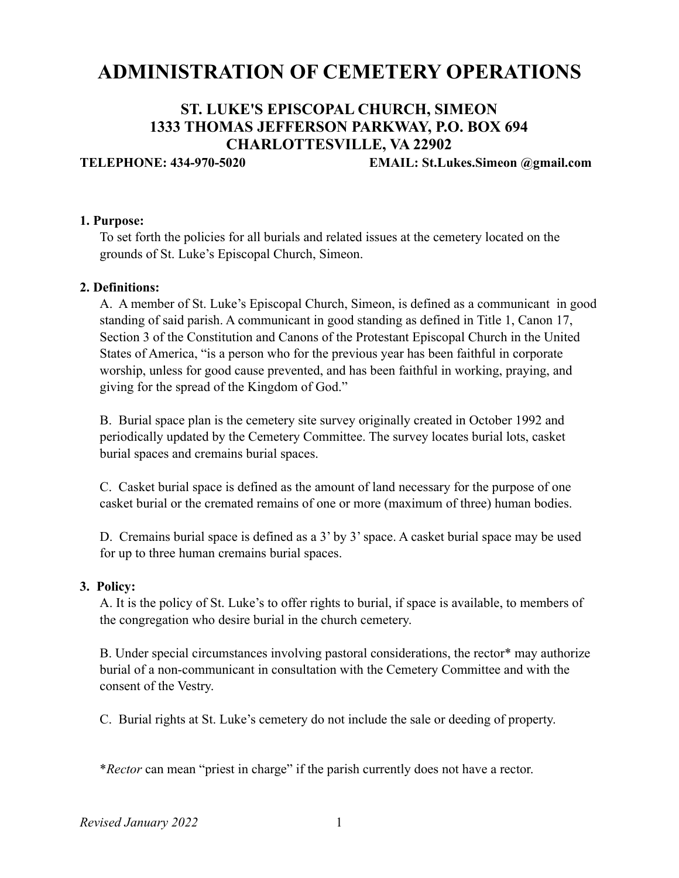# ADMINISTRATION OF CEMETERY OPERATIONS

## ST. LUKE'S EPISCOPAL CHURCH, SIMEON
## 1333 THOMAS JEFFERSON PARKWAY, P.O. BOX 694
## CHARLOTTESVILLE, VA 22902

**TELEPHONE: 434-970-5020** **EMAIL: St.Lukes.Simeon @gmail.com**

**1. Purpose:**

To set forth the policies for all burials and related issues at the cemetery located on the grounds of St. Luke's Episcopal Church, Simeon.

**2. Definitions:**

A. A member of St. Luke's Episcopal Church, Simeon, is defined as a communicant in good standing of said parish. A communicant in good standing as defined in Title 1, Canon 17, Section 3 of the Constitution and Canons of the Protestant Episcopal Church in the United States of America, "is a person who for the previous year has been faithful in corporate worship, unless for good cause prevented, and has been faithful in working, praying, and giving for the spread of the Kingdom of God."

B. Burial space plan is the cemetery site survey originally created in October 1992 and periodically updated by the Cemetery Committee. The survey locates burial lots, casket burial spaces and cremains burial spaces.

C. Casket burial space is defined as the amount of land necessary for the purpose of one casket burial or the cremated remains of one or more (maximum of three) human bodies.

D. Cremains burial space is defined as a 3' by 3' space. A casket burial space may be used for up to three human cremains burial spaces.

**3. Policy:**

A. It is the policy of St. Luke's to offer rights to burial, if space is available, to members of the congregation who desire burial in the church cemetery.

B. Under special circumstances involving pastoral considerations, the rector* may authorize burial of a non-communicant in consultation with the Cemetery Committee and with the consent of the Vestry.

C. Burial rights at St. Luke's cemetery do not include the sale or deeding of property.

\**Rector* can mean "priest in charge" if the parish currently does not have a rector.

*Revised January 2022*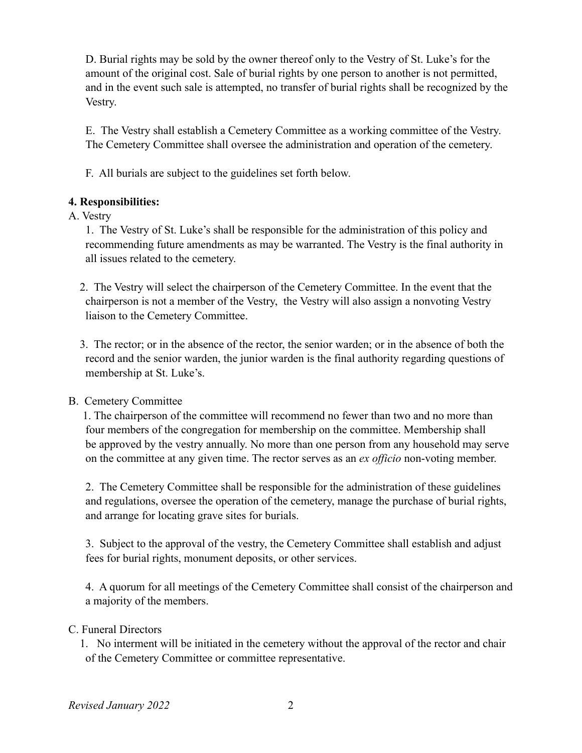D. Burial rights may be sold by the owner thereof only to the Vestry of St. Luke's for the amount of the original cost. Sale of burial rights by one person to another is not permitted, and in the event such sale is attempted, no transfer of burial rights shall be recognized by the Vestry.

E. The Vestry shall establish a Cemetery Committee as a working committee of the Vestry. The Cemetery Committee shall oversee the administration and operation of the cemetery.

F. All burials are subject to the guidelines set forth below.

**4. Responsibilities:**

A. Vestry

1. The Vestry of St. Luke's shall be responsible for the administration of this policy and recommending future amendments as may be warranted. The Vestry is the final authority in all issues related to the cemetery.

2. The Vestry will select the chairperson of the Cemetery Committee. In the event that the chairperson is not a member of the Vestry, the Vestry will also assign a nonvoting Vestry liaison to the Cemetery Committee.

3. The rector; or in the absence of the rector, the senior warden; or in the absence of both the record and the senior warden, the junior warden is the final authority regarding questions of membership at St. Luke's.

B. Cemetery Committee

1. The chairperson of the committee will recommend no fewer than two and no more than four members of the congregation for membership on the committee. Membership shall be approved by the vestry annually. No more than one person from any household may serve on the committee at any given time. The rector serves as an *ex officio* non-voting member.

2. The Cemetery Committee shall be responsible for the administration of these guidelines and regulations, oversee the operation of the cemetery, manage the purchase of burial rights, and arrange for locating grave sites for burials.

3. Subject to the approval of the vestry, the Cemetery Committee shall establish and adjust fees for burial rights, monument deposits, or other services.

4. A quorum for all meetings of the Cemetery Committee shall consist of the chairperson and a majority of the members.

C. Funeral Directors

1. No interment will be initiated in the cemetery without the approval of the rector and chair of the Cemetery Committee or committee representative.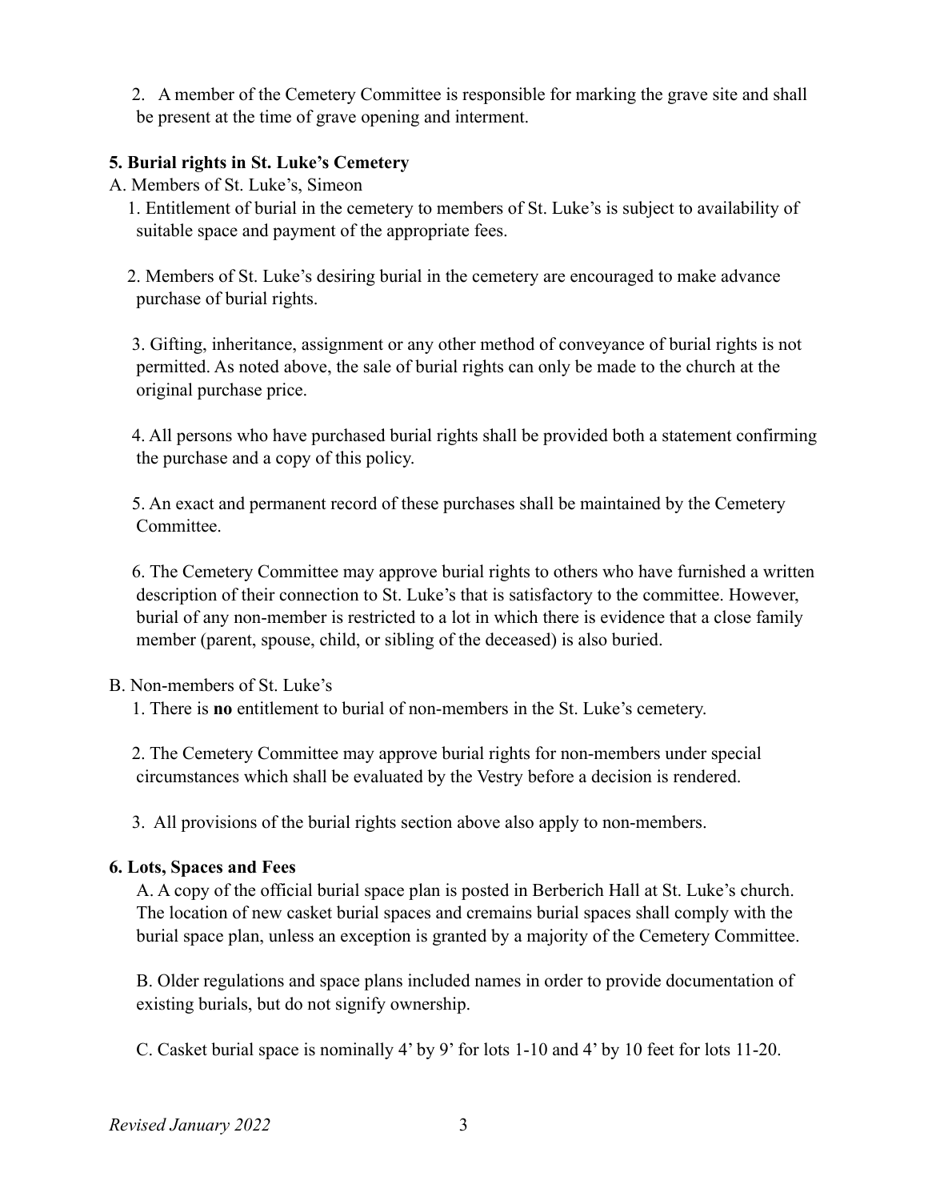2. A member of the Cemetery Committee is responsible for marking the grave site and shall be present at the time of grave opening and interment.

**5. Burial rights in St. Luke's Cemetery**

A. Members of St. Luke's, Simeon

1. Entitlement of burial in the cemetery to members of St. Luke's is subject to availability of suitable space and payment of the appropriate fees.

2. Members of St. Luke's desiring burial in the cemetery are encouraged to make advance purchase of burial rights.

3. Gifting, inheritance, assignment or any other method of conveyance of burial rights is not permitted. As noted above, the sale of burial rights can only be made to the church at the original purchase price.

4. All persons who have purchased burial rights shall be provided both a statement confirming the purchase and a copy of this policy.

5. An exact and permanent record of these purchases shall be maintained by the Cemetery Committee.

6. The Cemetery Committee may approve burial rights to others who have furnished a written description of their connection to St. Luke's that is satisfactory to the committee. However, burial of any non-member is restricted to a lot in which there is evidence that a close family member (parent, spouse, child, or sibling of the deceased) is also buried.

B. Non-members of St. Luke's

1. There is **no** entitlement to burial of non-members in the St. Luke's cemetery.

2. The Cemetery Committee may approve burial rights for non-members under special circumstances which shall be evaluated by the Vestry before a decision is rendered.

3. All provisions of the burial rights section above also apply to non-members.

**6. Lots, Spaces and Fees**

A. A copy of the official burial space plan is posted in Berberich Hall at St. Luke's church. The location of new casket burial spaces and cremains burial spaces shall comply with the burial space plan, unless an exception is granted by a majority of the Cemetery Committee.

B. Older regulations and space plans included names in order to provide documentation of existing burials, but do not signify ownership.

C. Casket burial space is nominally 4' by 9' for lots 1-10 and 4' by 10 feet for lots 11-20.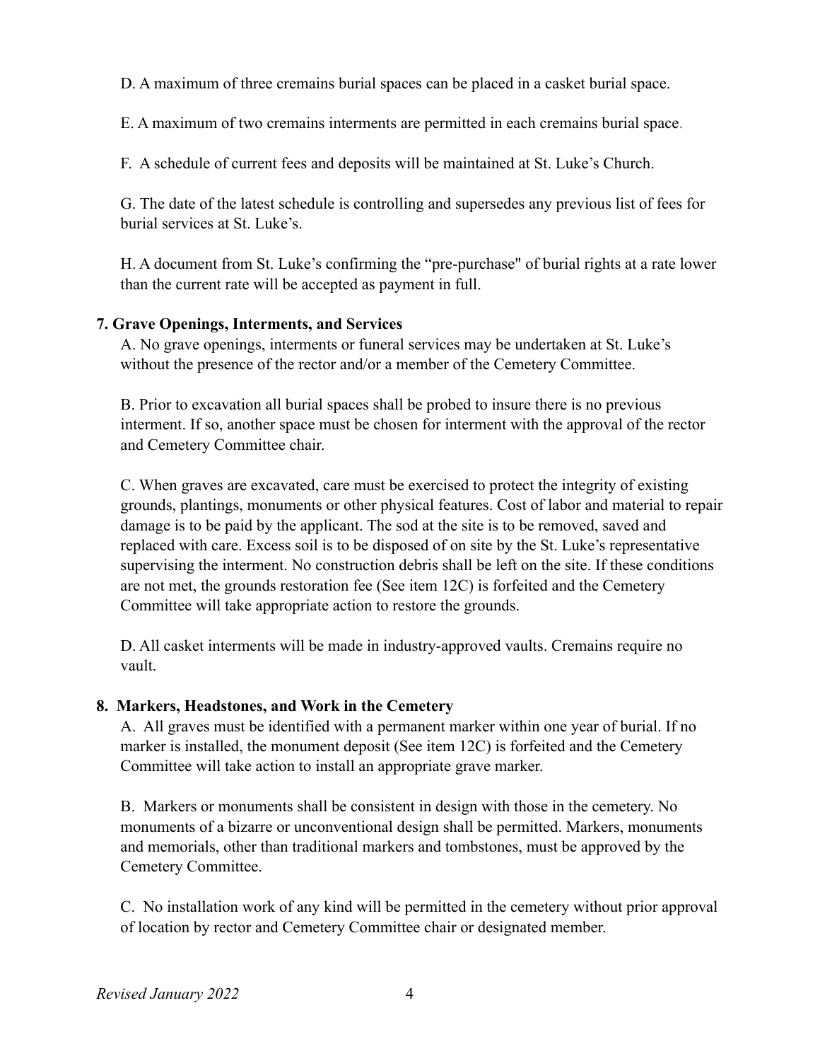D. A maximum of three cremains burial spaces can be placed in a casket burial space.

E. A maximum of two cremains interments are permitted in each cremains burial space.

F. A schedule of current fees and deposits will be maintained at St. Luke's Church.

G. The date of the latest schedule is controlling and supersedes any previous list of fees for burial services at St. Luke's.

H. A document from St. Luke's confirming the "pre-purchase" of burial rights at a rate lower than the current rate will be accepted as payment in full.

### 7. Grave Openings, Interments, and Services

A. No grave openings, interments or funeral services may be undertaken at St. Luke's without the presence of the rector and/or a member of the Cemetery Committee.

B. Prior to excavation all burial spaces shall be probed to insure there is no previous interment. If so, another space must be chosen for interment with the approval of the rector and Cemetery Committee chair.

C. When graves are excavated, care must be exercised to protect the integrity of existing grounds, plantings, monuments or other physical features. Cost of labor and material to repair damage is to be paid by the applicant. The sod at the site is to be removed, saved and replaced with care. Excess soil is to be disposed of on site by the St. Luke's representative supervising the interment. No construction debris shall be left on the site. If these conditions are not met, the grounds restoration fee (See item 12C) is forfeited and the Cemetery Committee will take appropriate action to restore the grounds.

D. All casket interments will be made in industry-approved vaults. Cremains require no vault.

### 8. Markers, Headstones, and Work in the Cemetery

A. All graves must be identified with a permanent marker within one year of burial. If no marker is installed, the monument deposit (See item 12C) is forfeited and the Cemetery Committee will take action to install an appropriate grave marker.

B. Markers or monuments shall be consistent in design with those in the cemetery. No monuments of a bizarre or unconventional design shall be permitted. Markers, monuments and memorials, other than traditional markers and tombstones, must be approved by the Cemetery Committee.

C. No installation work of any kind will be permitted in the cemetery without prior approval of location by rector and Cemetery Committee chair or designated member.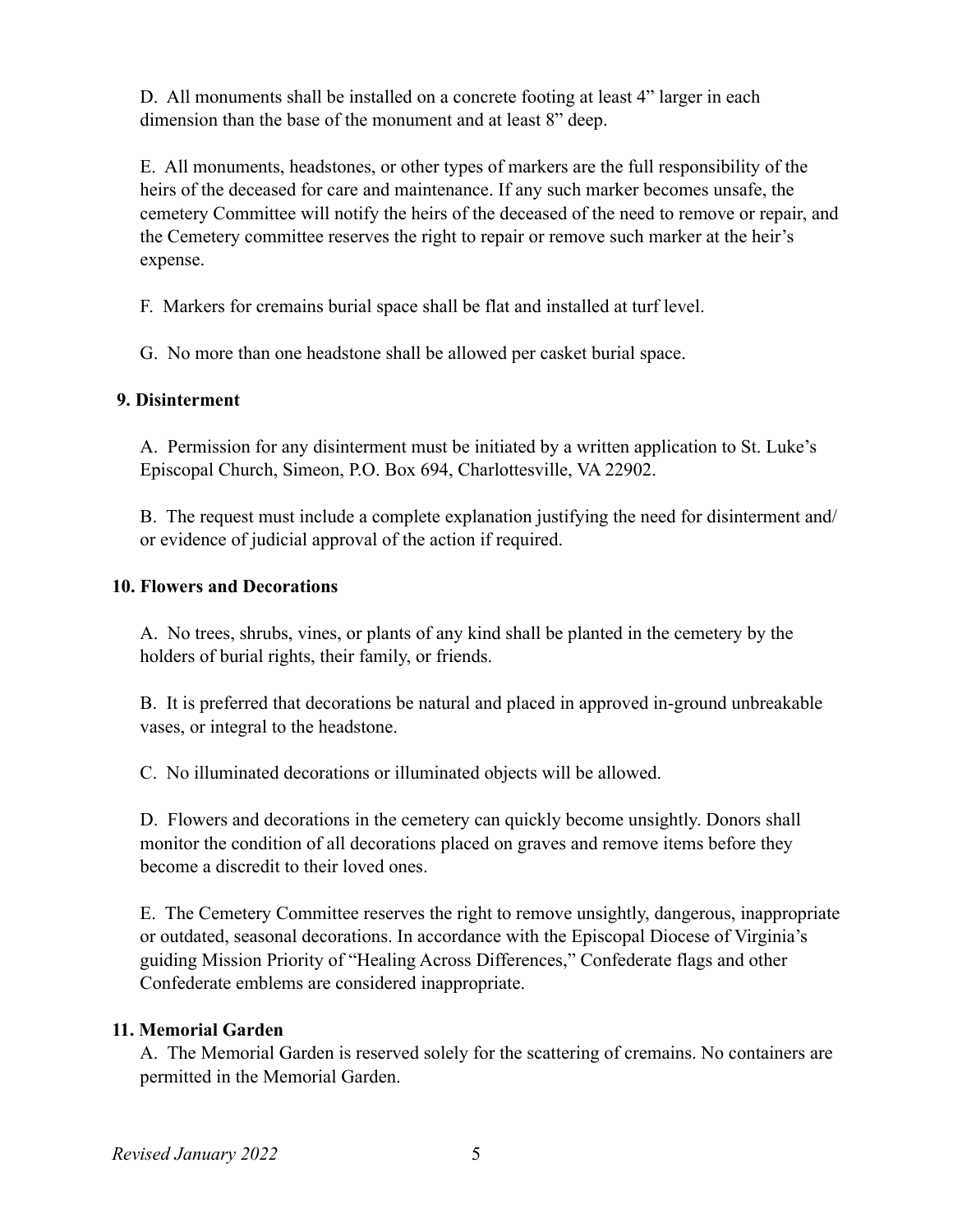D. All monuments shall be installed on a concrete footing at least 4" larger in each dimension than the base of the monument and at least 8" deep.

E. All monuments, headstones, or other types of markers are the full responsibility of the heirs of the deceased for care and maintenance. If any such marker becomes unsafe, the cemetery Committee will notify the heirs of the deceased of the need to remove or repair, and the Cemetery committee reserves the right to repair or remove such marker at the heir's expense.

F. Markers for cremains burial space shall be flat and installed at turf level.

G. No more than one headstone shall be allowed per casket burial space.

**9. Disinterment**

A. Permission for any disinterment must be initiated by a written application to St. Luke's Episcopal Church, Simeon, P.O. Box 694, Charlottesville, VA 22902.

B. The request must include a complete explanation justifying the need for disinterment and/ or evidence of judicial approval of the action if required.

**10. Flowers and Decorations**

A. No trees, shrubs, vines, or plants of any kind shall be planted in the cemetery by the holders of burial rights, their family, or friends.

B. It is preferred that decorations be natural and placed in approved in-ground unbreakable vases, or integral to the headstone.

C. No illuminated decorations or illuminated objects will be allowed.

D. Flowers and decorations in the cemetery can quickly become unsightly. Donors shall monitor the condition of all decorations placed on graves and remove items before they become a discredit to their loved ones.

E. The Cemetery Committee reserves the right to remove unsightly, dangerous, inappropriate or outdated, seasonal decorations. In accordance with the Episcopal Diocese of Virginia's guiding Mission Priority of "Healing Across Differences," Confederate flags and other Confederate emblems are considered inappropriate.

**11. Memorial Garden**

A. The Memorial Garden is reserved solely for the scattering of cremains. No containers are permitted in the Memorial Garden.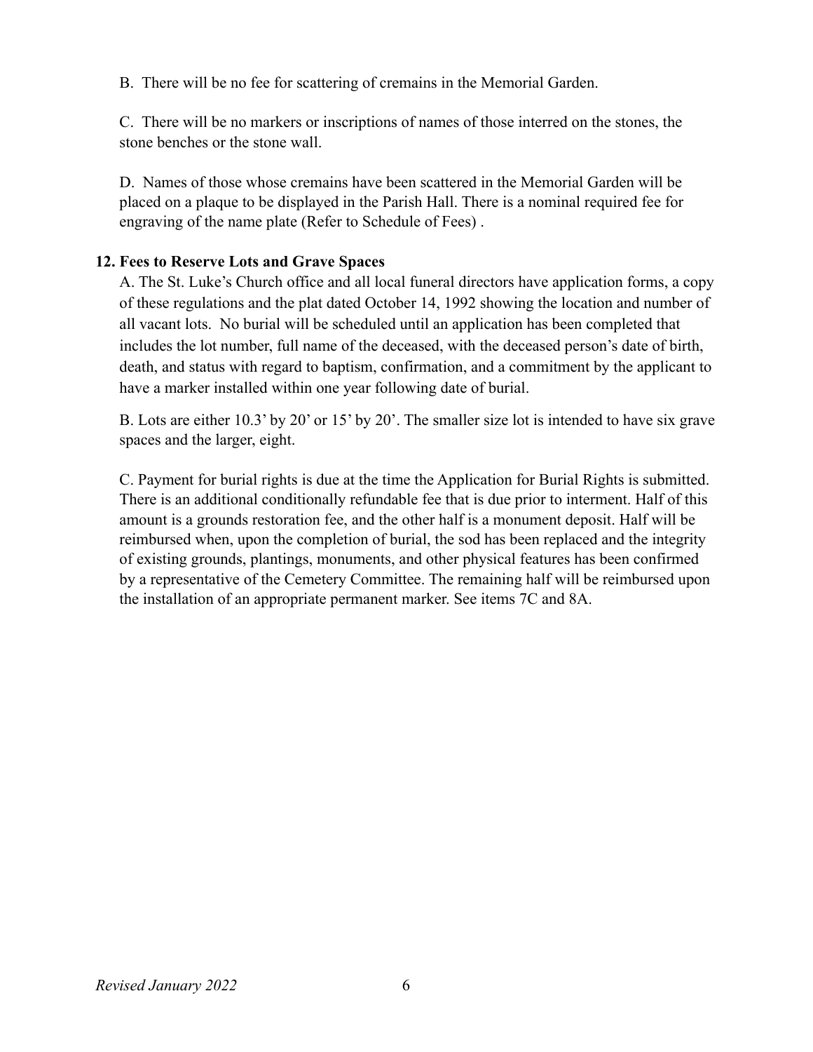B. There will be no fee for scattering of cremains in the Memorial Garden.

C. There will be no markers or inscriptions of names of those interred on the stones, the stone benches or the stone wall.

D. Names of those whose cremains have been scattered in the Memorial Garden will be placed on a plaque to be displayed in the Parish Hall. There is a nominal required fee for engraving of the name plate (Refer to Schedule of Fees) .

**12. Fees to Reserve Lots and Grave Spaces**

A. The St. Luke's Church office and all local funeral directors have application forms, a copy of these regulations and the plat dated October 14, 1992 showing the location and number of all vacant lots. No burial will be scheduled until an application has been completed that includes the lot number, full name of the deceased, with the deceased person's date of birth, death, and status with regard to baptism, confirmation, and a commitment by the applicant to have a marker installed within one year following date of burial.

B. Lots are either 10.3' by 20' or 15' by 20'. The smaller size lot is intended to have six grave spaces and the larger, eight.

C. Payment for burial rights is due at the time the Application for Burial Rights is submitted. There is an additional conditionally refundable fee that is due prior to interment. Half of this amount is a grounds restoration fee, and the other half is a monument deposit. Half will be reimbursed when, upon the completion of burial, the sod has been replaced and the integrity of existing grounds, plantings, monuments, and other physical features has been confirmed by a representative of the Cemetery Committee. The remaining half will be reimbursed upon the installation of an appropriate permanent marker. See items 7C and 8A.